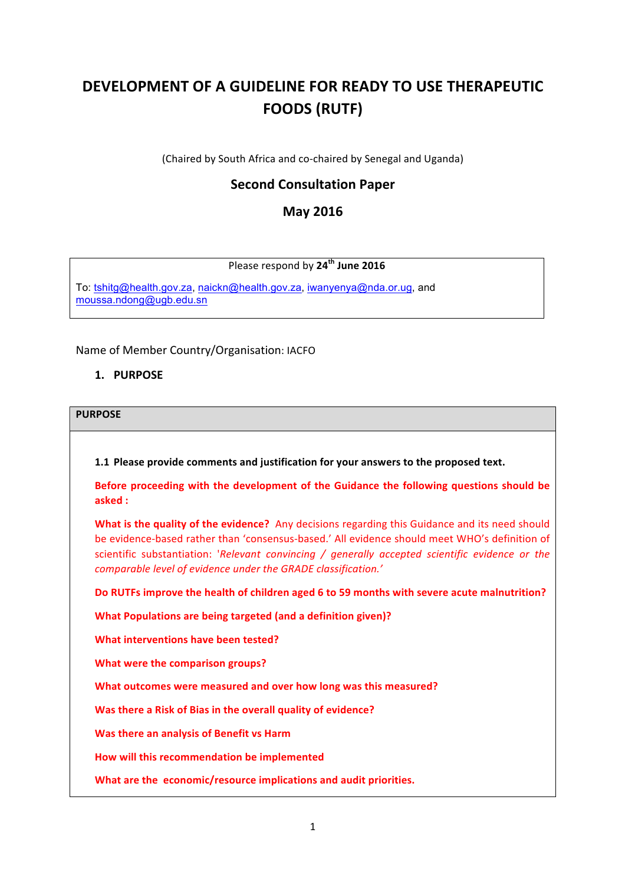# DEVELOPMENT OF A GUIDELINE FOR READY TO USE THERAPEUTIC FOODS (RUTF)

(Chaired by South Africa and co-chaired by Senegal and Uganda)

## Second Consultation Paper

## May 2016

Please respond by **24th June 2016**

To: tshitg@health.gov.za, naickn@health.gov.za, iwanyenya@nda.or.ug, and moussa.ndong@ugb.edu.sn

Name of Member Country/Organisation: IACFO

## 1. PURPOSE

**PURPOSE**

**1.1 Please provide comments and justification for your answers to the proposed text.**

**Before proceeding with the development of the Guidance the following questions should be asked :**

**What is the quality of the evidence?** Any decisions regarding this Guidance and its need should be evidence-based rather than 'consensus-based.' All evidence should meet WHO's definition of scientific substantiation: '*Relevant convincing / generally accepted scientific evidence or the comparable level of evidence under the GRADE classification.'*

**Do RUTFs improve the health of children aged 6 to 59 months with severe acute malnutrition?**

**What Populations are being targeted (and a definition given)?**

**What interventions have been tested?**

**What were the comparison groups?**

**What outcomes were measured and over how long was this measured?**

**Was there a Risk of Bias in the overall quality of evidence?**

**Was there an analysis of Benefit vs Harm**

**How will this recommendation be implemented**

**What are the economic/resource implications and audit priorities.**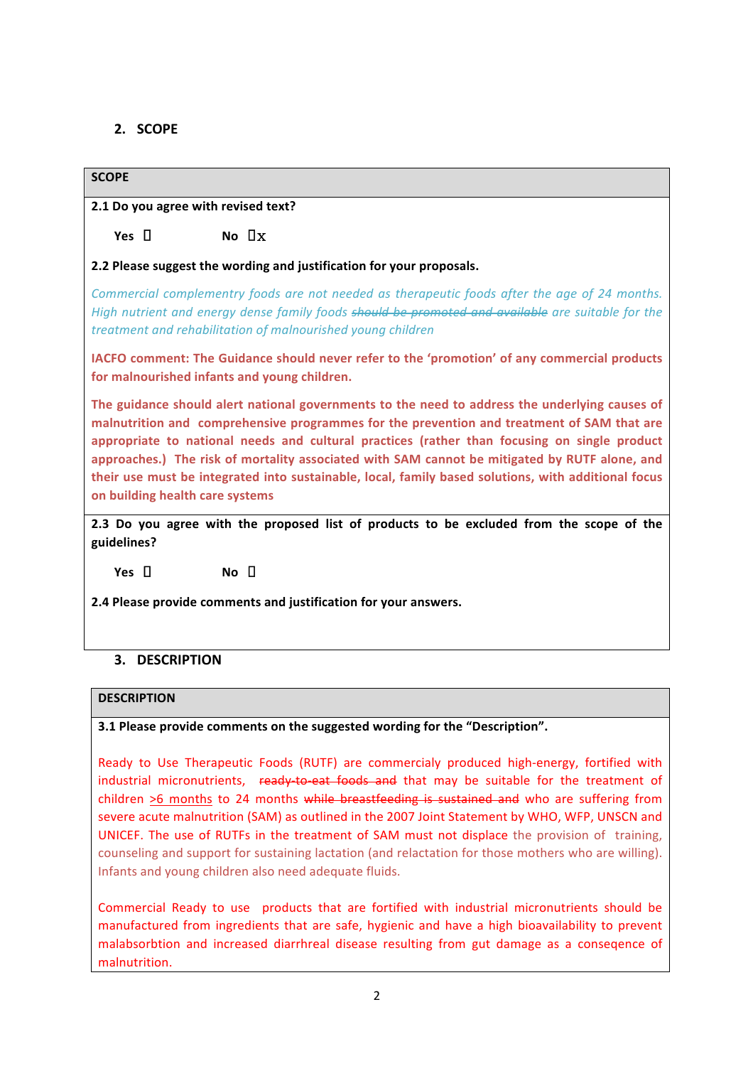## 2. SCOPE

**SCOPE**

**2.1 Do you agree with revised text?**

**Yes** ☐ **No** ☐x

**2.2 Please suggest the wording and justification for your proposals.**

*Commercial complementry foods are not needed as therapeutic foods after the age of 24 months. High nutrient and energy dense family foods ~~should be promoted and available~~ are suitable for the treatment and rehabilitation of malnourished young children*

**IACFO comment: The Guidance should never refer to the 'promotion' of any commercial products for malnourished infants and young children.**

**The guidance should alert national governments to the need to address the underlying causes of malnutrition and comprehensive programmes for the prevention and treatment of SAM that are appropriate to national needs and cultural practices (rather than focusing on single product approaches.) The risk of mortality associated with SAM cannot be mitigated by RUTF alone, and their use must be integrated into sustainable, local, family based solutions, with additional focus on building health care systems**

**2.3 Do you agree with the proposed list of products to be excluded from the scope of the guidelines?**

**Yes** ☐ **No** ☐

**2.4 Please provide comments and justification for your answers.**

## 3. DESCRIPTION

**DESCRIPTION**

**3.1 Please provide comments on the suggested wording for the "Description".**

Ready to Use Therapeutic Foods (RUTF) are commercialy produced high-energy, fortified with industrial micronutrients, ~~ready-to-eat foods and~~ that may be suitable for the treatment of children >6 months to 24 months ~~while breastfeeding is sustained and~~ who are suffering from severe acute malnutrition (SAM) as outlined in the 2007 Joint Statement by WHO, WFP, UNSCN and UNICEF. The use of RUTFs in the treatment of SAM must not displace the provision of training, counseling and support for sustaining lactation (and relactation for those mothers who are willing). Infants and young children also need adequate fluids.

Commercial Ready to use products that are fortified with industrial micronutrents should be manufactured from ingredients that are safe, hygienic and have a high bioavailability to prevent malabsorbtion and increased diarrheal disease resulting from gut damage as a conseqence of malnutrition.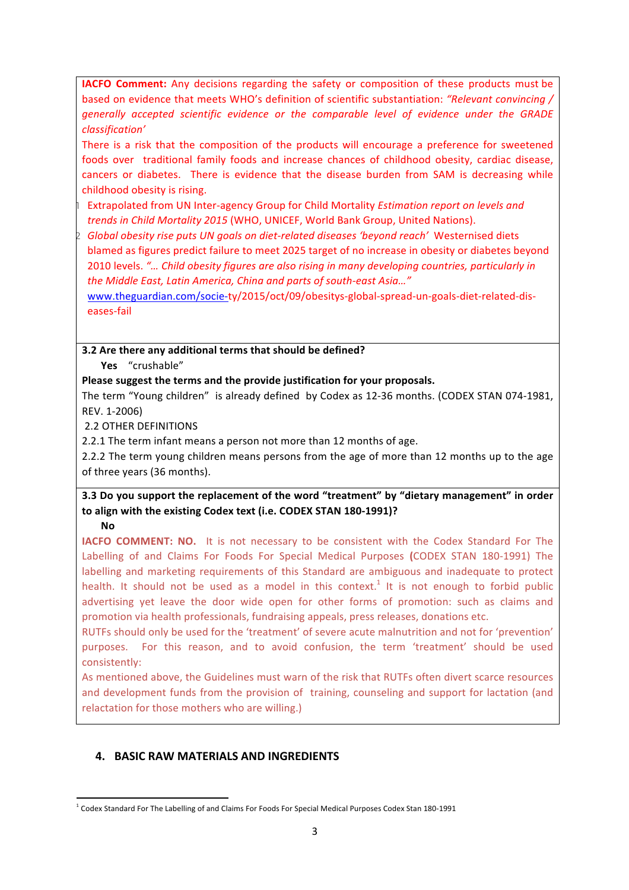**IACFO Comment:** Any decisions regarding the safety or composition of these products must be based on evidence that meets WHO's definition of scientific substantiation: *"Relevant convincing / generally accepted scientific evidence or the comparable level of evidence under the GRADE classification'*

There is a risk that the composition of the products will encourage a preference for sweetened foods over traditional family foods and increase chances of childhood obesity, cardiac disease, cancers or diabetes. There is evidence that the disease burden from SAM is decreasing while childhood obesity is rising.

1. Extrapolated from UN Inter-agency Group for Child Mortality *Estimation report on levels and trends in Child Mortality 2015* (WHO, UNICEF, World Bank Group, United Nations).
2. *Global obesity rise puts UN goals on diet-related diseases 'beyond reach'* Westernised diets blamed as figures predict failure to meet 2025 target of no increase in obesity or diabetes beyond 2010 levels. *"… Child obesity figures are also rising in many developing countries, particularly in the Middle East, Latin America, China and parts of south-east Asia…"* www.theguardian.com/socie-ty/2015/oct/09/obesitys-global-spread-un-goals-diet-related-dis-eases-fail

**3.2 Are there any additional terms that should be defined?**

**Yes** "crushable"

**Please suggest the terms and the provide justification for your proposals.**

The term "Young children" is already defined by Codex as 12-36 months. (CODEX STAN 074-1981, REV. 1-2006)

2.2 OTHER DEFINITIONS

2.2.1 The term infant means a person not more than 12 months of age.

2.2.2 The term young children means persons from the age of more than 12 months up to the age of three years (36 months).

**3.3 Do you support the replacement of the word "treatment" by "dietary management" in order to align with the existing Codex text (i.e. CODEX STAN 180-1991)?**

**No**

**IACFO COMMENT: NO.** It is not necessary to be consistent with the Codex Standard For The Labelling of and Claims For Foods For Special Medical Purposes **(**CODEX STAN 180-1991) The labelling and marketing requirements of this Standard are ambiguous and inadequate to protect health. It should not be used as a model in this context.[1] It is not enough to forbid public advertising yet leave the door wide open for other forms of promotion: such as claims and promotion via health professionals, fundraising appeals, press releases, donations etc.

RUTFs should only be used for the 'treatment' of severe acute malnutrition and not for 'prevention' purposes. For this reason, and to avoid confusion, the term 'treatment' should be used consistently:

As mentioned above, the Guidelines must warn of the risk that RUTFs often divert scarce resources and development funds from the provision of training, counseling and support for lactation (and relactation for those mothers who are willing.)

## 4. BASIC RAW MATERIALS AND INGREDIENTS

[1] Codex Standard For The Labelling of and Claims For Foods For Special Medical Purposes Codex Stan 180-1991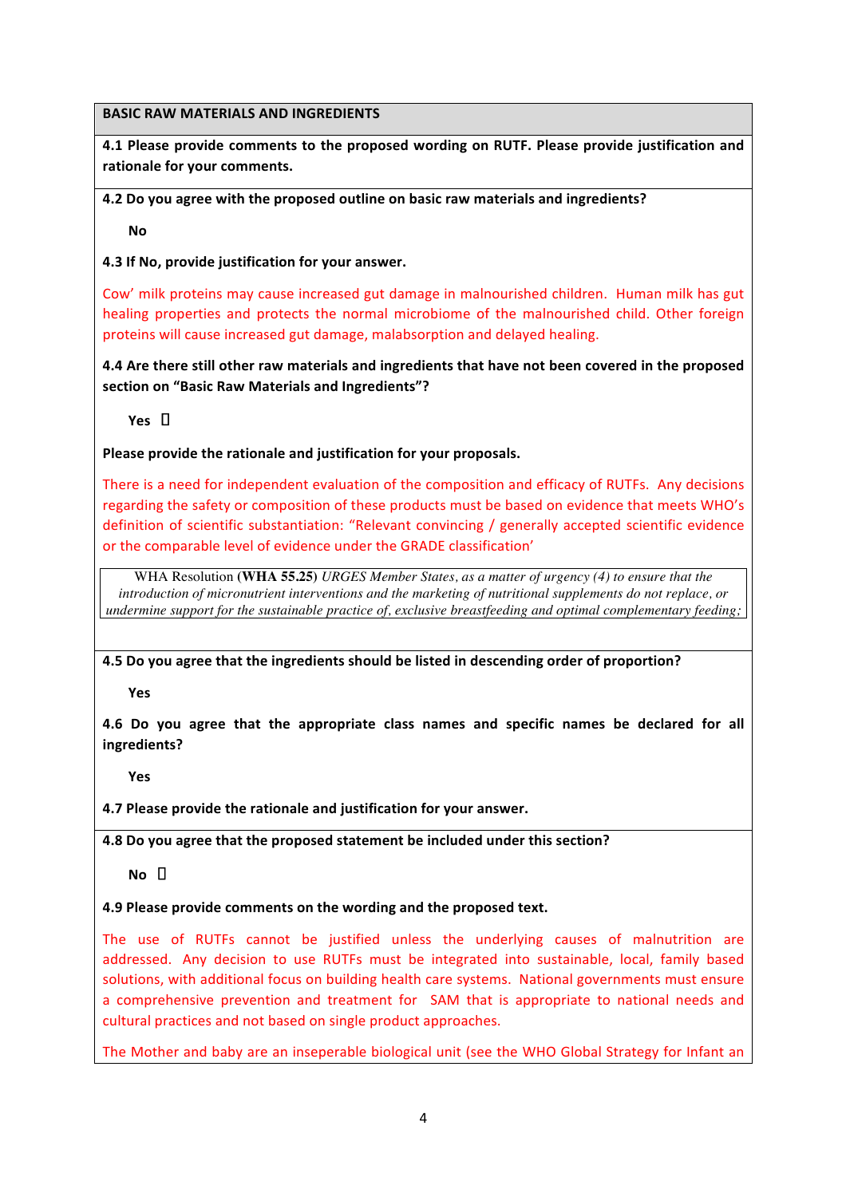**BASIC RAW MATERIALS AND INGREDIENTS**

**4.1 Please provide comments to the proposed wording on RUTF. Please provide justification and rationale for your comments.**

**4.2 Do you agree with the proposed outline on basic raw materials and ingredients?**

**No**

**4.3 If No, provide justification for your answer.**

Cow' milk proteins may cause increased gut damage in malnourished children. Human milk has gut healing properties and protects the normal microbiome of the malnourished child. Other foreign proteins will cause increased gut damage, malabsorption and delayed healing.

**4.4 Are there still other raw materials and ingredients that have not been covered in the proposed section on "Basic Raw Materials and Ingredients"?**

**Yes** ☐

**Please provide the rationale and justification for your proposals.**

There is a need for independent evaluation of the composition and efficacy of RUTFs. Any decisions regarding the safety or composition of these products must be based on evidence that meets WHO's definition of scientific substantiation: "Relevant convincing / generally accepted scientific evidence or the comparable level of evidence under the GRADE classification'

> WHA Resolution **(WHA 55.25)** *URGES Member States, as a matter of urgency (4) to ensure that the introduction of micronutrient interventions and the marketing of nutritional supplements do not replace, or undermine support for the sustainable practice of, exclusive breastfeeding and optimal complementary feeding;*

**4.5 Do you agree that the ingredients should be listed in descending order of proportion?**

**Yes**

**4.6 Do you agree that the appropriate class names and specific names be declared for all ingredients?**

**Yes**

**4.7 Please provide the rationale and justification for your answer.**

**4.8 Do you agree that the proposed statement be included under this section?**

**No** ☐

**4.9 Please provide comments on the wording and the proposed text.**

The use of RUTFs cannot be justified unless the underlying causes of malnutrition are addressed. Any decision to use RUTFs must be integrated into sustainable, local, family based solutions, with additional focus on building health care systems. National governments must ensure a comprehensive prevention and treatment for SAM that is appropriate to national needs and cultural practices and not based on single product approaches.

The Mother and baby are an inseperable biological unit (see the WHO Global Strategy for Infant an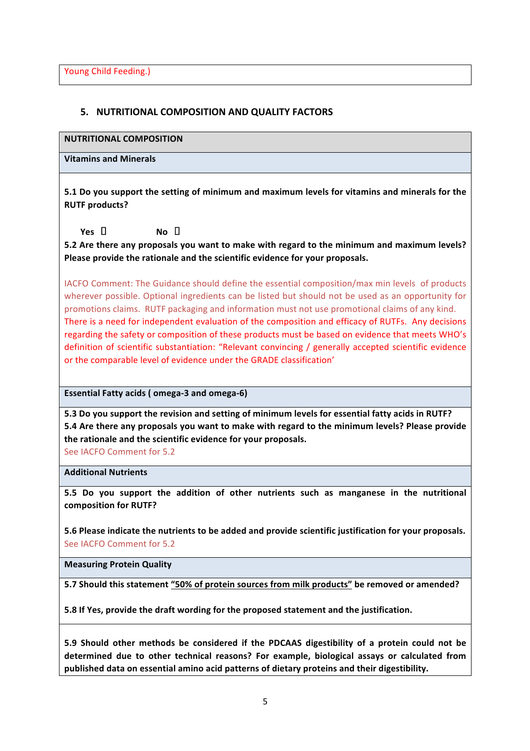Young Child Feeding.)

## 5. NUTRITIONAL COMPOSITION AND QUALITY FACTORS

**NUTRITIONAL COMPOSITION**

**Vitamins and Minerals**

**5.1 Do you support the setting of minimum and maximum levels for vitamins and minerals for the RUTF products?**

**Yes** ☐ **No** ☐

**5.2 Are there any proposals you want to make with regard to the minimum and maximum levels? Please provide the rationale and the scientific evidence for your proposals.**

IACFO Comment: The Guidance should define the essential composition/max min levels of products wherever possible. Optional ingredients can be listed but should not be used as an opportunity for promotions claims. RUTF packaging and information must not use promotional claims of any kind. There is a need for independent evaluation of the composition and efficacy of RUTFs. Any decisions regarding the safety or composition of these products must be based on evidence that meets WHO's definition of scientific substantiation: "Relevant convincing / generally accepted scientific evidence or the comparable level of evidence under the GRADE classification'

**Essential Fatty acids ( omega-3 and omega-6)**

**5.3 Do you support the revision and setting of minimum levels for essential fatty acids in RUTF?**

**5.4 Are there any proposals you want to make with regard to the minimum levels? Please provide the rationale and the scientific evidence for your proposals.**

See IACFO Comment for 5.2

**Additional Nutrients**

**5.5 Do you support the addition of other nutrients such as manganese in the nutritional composition for RUTF?**

**5.6 Please indicate the nutrients to be added and provide scientific justification for your proposals.**

See IACFO Comment for 5.2

**Measuring Protein Quality**

**5.7 Should this statement "50% of protein sources from milk products" be removed or amended?**

**5.8 If Yes, provide the draft wording for the proposed statement and the justification.**

**5.9 Should other methods be considered if the PDCAAS digestibility of a protein could not be determined due to other technical reasons? For example, biological assays or calculated from published data on essential amino acid patterns of dietary proteins and their digestibility.**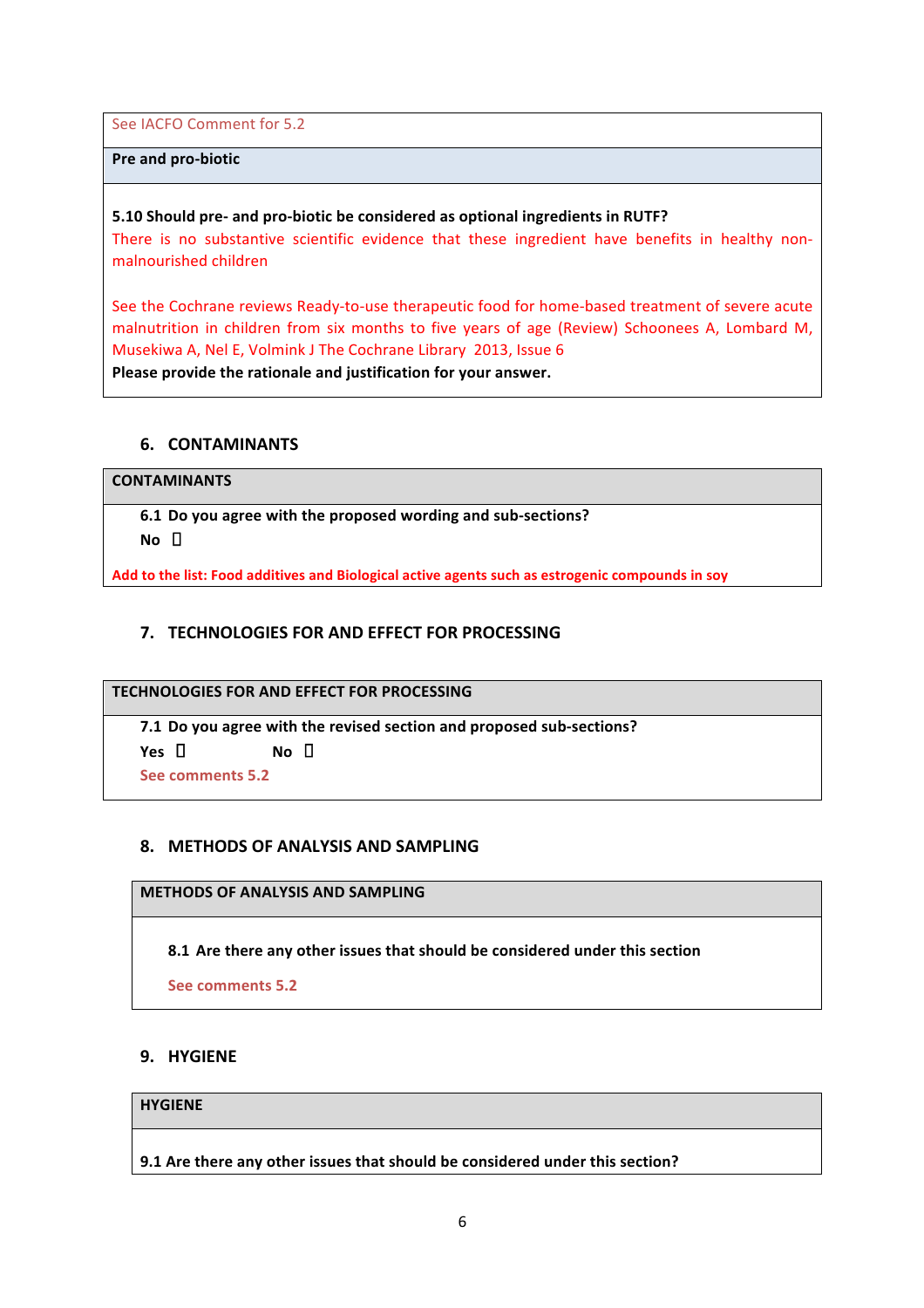See IACFO Comment for 5.2

**Pre and pro-biotic**

**5.10 Should pre- and pro-biotic be considered as optional ingredients in RUTF?**

There is no substantive scientific evidence that these ingredient have benefits in healthy non-malnourished children

See the Cochrane reviews Ready-to-use therapeutic food for home-based treatment of severe acute malnutrition in children from six months to five years of age (Review) Schoonees A, Lombard M, Musekiwa A, Nel E, Volmink J The Cochrane Library 2013, Issue 6

**Please provide the rationale and justification for your answer.**

## 6. CONTAMINANTS

**CONTAMINANTS**

**6.1 Do you agree with the proposed wording and sub-sections?**

**No** ☐

**Add to the list: Food additives and Biological active agents such as estrogenic compounds in soy**

## 7. TECHNOLOGIES FOR AND EFFECT FOR PROCESSING

**TECHNOLOGIES FOR AND EFFECT FOR PROCESSING**

**7.1 Do you agree with the revised section and proposed sub-sections?**

**Yes** ☐ **No** ☐

**See comments 5.2**

## 8. METHODS OF ANALYSIS AND SAMPLING

**METHODS OF ANALYSIS AND SAMPLING**

**8.1 Are there any other issues that should be considered under this section**

**See comments 5.2**

## 9. HYGIENE

**HYGIENE**

**9.1 Are there any other issues that should be considered under this section?**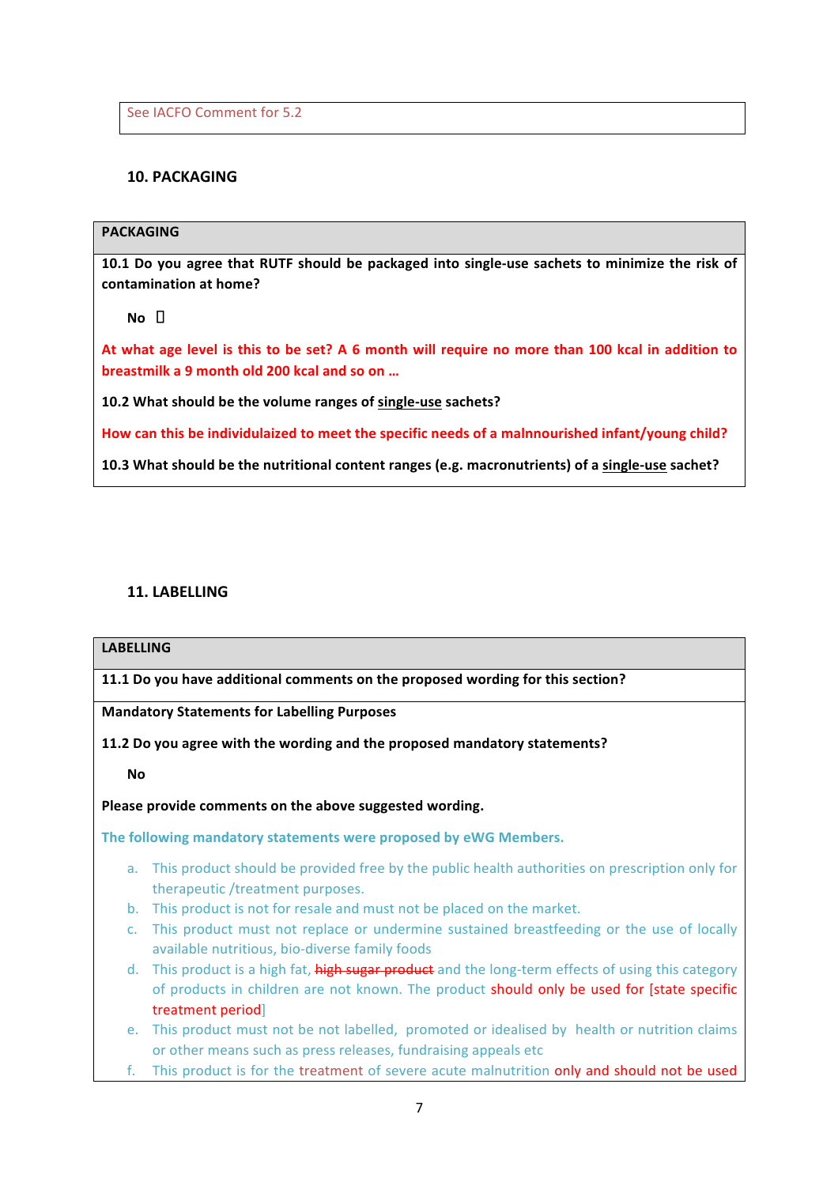See IACFO Comment for 5.2

## 10. PACKAGING

**PACKAGING**

**10.1 Do you agree that RUTF should be packaged into single-use sachets to minimize the risk of contamination at home?**

**No** ☐

**At what age level is this to be set? A 6 month will require no more than 100 kcal in addition to breastmilk a 9 month old 200 kcal and so on …**

**10.2 What should be the volume ranges of single-use sachets?**

**How can this be individulaized to meet the specific needs of a malnourished infant/young child?**

**10.3 What should be the nutritional content ranges (e.g. macronutrients) of a single-use sachet?**

## 11. LABELLING

**LABELLING**

**11.1 Do you have additional comments on the proposed wording for this section?**

**Mandatory Statements for Labelling Purposes**

**11.2 Do you agree with the wording and the proposed mandatory statements?**

**No**

**Please provide comments on the above suggested wording.**

**The following mandatory statements were proposed by eWG Members.**

a. This product should be provided free by the public health authorities on prescription only for therapeutic /treatment purposes.
b. This product is not for resale and must not be placed on the market.
c. This product must not replace or undermine sustained breastfeeding or the use of locally available nutritious, bio-diverse family foods
d. This product is a high fat, ~~high sugar product~~ and the long-term effects of using this category of products in children are not known. The product should only be used for [state specific treatment period]
e. This product must not be not labelled, promoted or idealised by health or nutrition claims or other means such as press releases, fundraising appeals etc
f. This product is for the treatment of severe acute malnutrition only and should not be used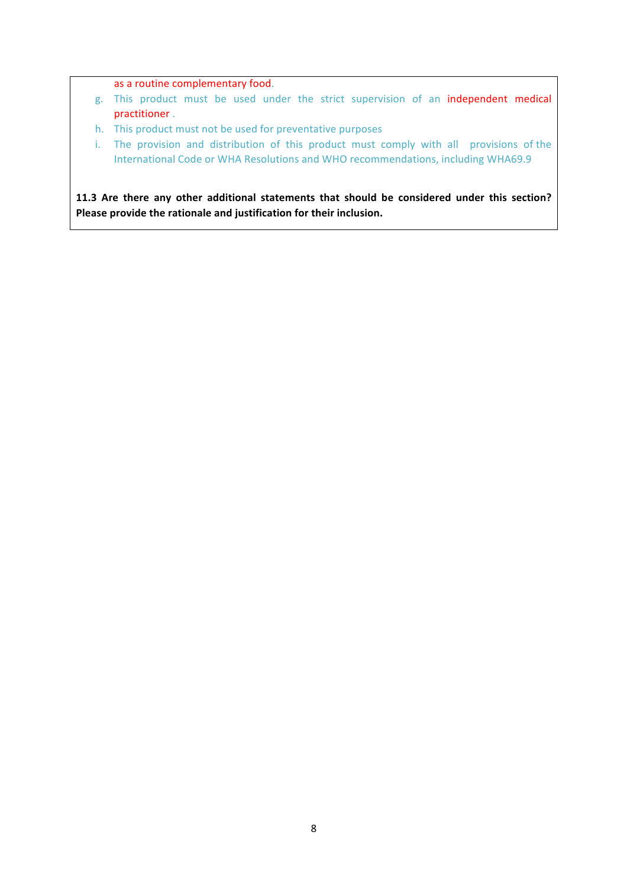as a routine complementary food.

g. This product must be used under the strict supervision of an independent medical practitioner .
h. This product must not be used for preventative purposes
i. The provision and distribution of this product must comply with all provisions of the International Code or WHA Resolutions and WHO recommendations, including WHA69.9

**11.3 Are there any other additional statements that should be considered under this section? Please provide the rationale and justification for their inclusion.**